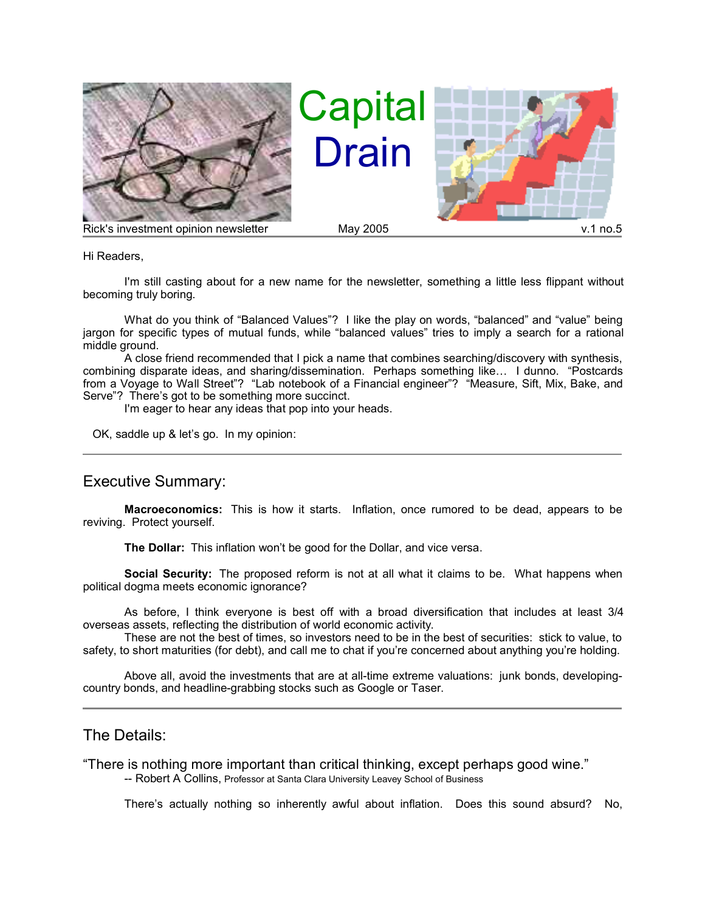# Capital Drain

Rick's investment opinion newsletter | May 2005 | v.1 no.5

Hi Readers,

I'm still casting about for a new name for the newsletter, something a little less flippant without becoming truly boring.

What do you think of "Balanced Values"? I like the play on words, "balanced" and "value" being jargon for specific types of mutual funds, while "balanced values" tries to imply a search for a rational middle ground.

A close friend recommended that I pick a name that combines searching/discovery with synthesis, combining disparate ideas, and sharing/dissemination. Perhaps something like… I dunno. "Postcards from a Voyage to Wall Street"? "Lab notebook of a Financial engineer"? "Measure, Sift, Mix, Bake, and Serve"? There's got to be something more succinct.

I'm eager to hear any ideas that pop into your heads.

OK, saddle up & let's go. In my opinion:

---

## Executive Summary:

**Macroeconomics:** This is how it starts. Inflation, once rumored to be dead, appears to be reviving. Protect yourself.

**The Dollar:** This inflation won't be good for the Dollar, and vice versa.

**Social Security:** The proposed reform is not at all what it claims to be. What happens when political dogma meets economic ignorance?

As before, I think everyone is best off with a broad diversification that includes at least 3/4 overseas assets, reflecting the distribution of world economic activity.

These are not the best of times, so investors need to be in the best of securities: stick to value, to safety, to short maturities (for debt), and call me to chat if you're concerned about anything you're holding.

Above all, avoid the investments that are at all-time extreme valuations: junk bonds, developing-country bonds, and headline-grabbing stocks such as Google or Taser.

---

## The Details:

"There is nothing more important than critical thinking, except perhaps good wine."
-- Robert A Collins, Professor at Santa Clara University Leavey School of Business

There's actually nothing so inherently awful about inflation. Does this sound absurd? No,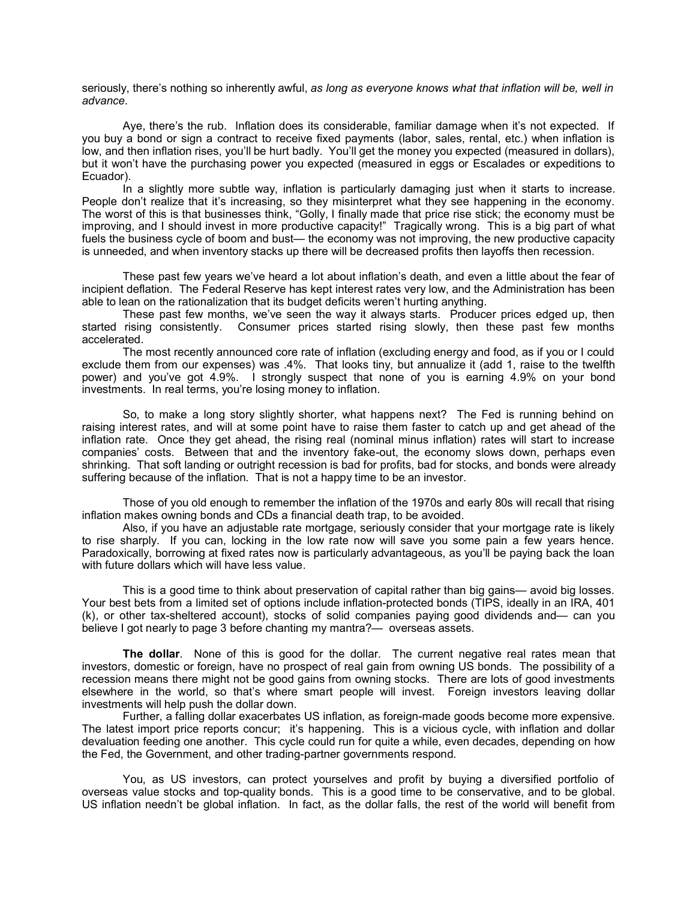seriously, there's nothing so inherently awful, *as long as everyone knows what that inflation will be, well in advance*.

Aye, there's the rub. Inflation does its considerable, familiar damage when it's not expected. If you buy a bond or sign a contract to receive fixed payments (labor, sales, rental, etc.) when inflation is low, and then inflation rises, you'll be hurt badly. You'll get the money you expected (measured in dollars), but it won't have the purchasing power you expected (measured in eggs or Escalades or expeditions to Ecuador).

In a slightly more subtle way, inflation is particularly damaging just when it starts to increase. People don't realize that it's increasing, so they misinterpret what they see happening in the economy. The worst of this is that businesses think, "Golly, I finally made that price rise stick; the economy must be improving, and I should invest in more productive capacity!" Tragically wrong. This is a big part of what fuels the business cycle of boom and bust— the economy was not improving, the new productive capacity is unneeded, and when inventory stacks up there will be decreased profits then layoffs then recession.

These past few years we've heard a lot about inflation's death, and even a little about the fear of incipient deflation. The Federal Reserve has kept interest rates very low, and the Administration has been able to lean on the rationalization that its budget deficits weren't hurting anything.

These past few months, we've seen the way it always starts. Producer prices edged up, then started rising consistently. Consumer prices started rising slowly, then these past few months accelerated.

The most recently announced core rate of inflation (excluding energy and food, as if you or I could exclude them from our expenses) was .4%. That looks tiny, but annualize it (add 1, raise to the twelfth power) and you've got 4.9%. I strongly suspect that none of you is earning 4.9% on your bond investments. In real terms, you're losing money to inflation.

So, to make a long story slightly shorter, what happens next? The Fed is running behind on raising interest rates, and will at some point have to raise them faster to catch up and get ahead of the inflation rate. Once they get ahead, the rising real (nominal minus inflation) rates will start to increase companies' costs. Between that and the inventory fake-out, the economy slows down, perhaps even shrinking. That soft landing or outright recession is bad for profits, bad for stocks, and bonds were already suffering because of the inflation. That is not a happy time to be an investor.

Those of you old enough to remember the inflation of the 1970s and early 80s will recall that rising inflation makes owning bonds and CDs a financial death trap, to be avoided.

Also, if you have an adjustable rate mortgage, seriously consider that your mortgage rate is likely to rise sharply. If you can, locking in the low rate now will save you some pain a few years hence. Paradoxically, borrowing at fixed rates now is particularly advantageous, as you'll be paying back the loan with future dollars which will have less value.

This is a good time to think about preservation of capital rather than big gains— avoid big losses. Your best bets from a limited set of options include inflation-protected bonds (TIPS, ideally in an IRA, 401 (k), or other tax-sheltered account), stocks of solid companies paying good dividends and— can you believe I got nearly to page 3 before chanting my mantra?— overseas assets.

**The dollar**. None of this is good for the dollar. The current negative real rates mean that investors, domestic or foreign, have no prospect of real gain from owning US bonds. The possibility of a recession means there might not be good gains from owning stocks. There are lots of good investments elsewhere in the world, so that's where smart people will invest. Foreign investors leaving dollar investments will help push the dollar down.

Further, a falling dollar exacerbates US inflation, as foreign-made goods become more expensive. The latest import price reports concur; it's happening. This is a vicious cycle, with inflation and dollar devaluation feeding one another. This cycle could run for quite a while, even decades, depending on how the Fed, the Government, and other trading-partner governments respond.

You, as US investors, can protect yourselves and profit by buying a diversified portfolio of overseas value stocks and top-quality bonds. This is a good time to be conservative, and to be global. US inflation needn't be global inflation. In fact, as the dollar falls, the rest of the world will benefit from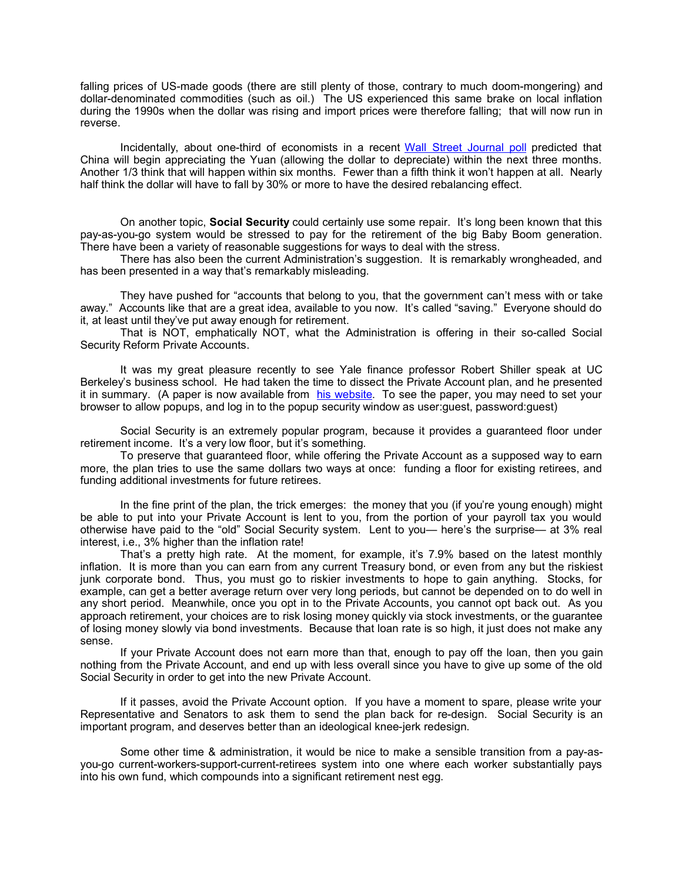falling prices of US-made goods (there are still plenty of those, contrary to much doom-mongering) and dollar-denominated commodities (such as oil.) The US experienced this same brake on local inflation during the 1990s when the dollar was rising and import prices were therefore falling; that will now run in reverse.

Incidentally, about one-third of economists in a recent Wall Street Journal poll predicted that China will begin appreciating the Yuan (allowing the dollar to depreciate) within the next three months. Another 1/3 think that will happen within six months. Fewer than a fifth think it won't happen at all. Nearly half think the dollar will have to fall by 30% or more to have the desired rebalancing effect.

On another topic, **Social Security** could certainly use some repair. It's long been known that this pay-as-you-go system would be stressed to pay for the retirement of the big Baby Boom generation. There have been a variety of reasonable suggestions for ways to deal with the stress.

There has also been the current Administration's suggestion. It is remarkably wrongheaded, and has been presented in a way that's remarkably misleading.

They have pushed for "accounts that belong to you, that the government can't mess with or take away." Accounts like that are a great idea, available to you now. It's called "saving." Everyone should do it, at least until they've put away enough for retirement.

That is NOT, emphatically NOT, what the Administration is offering in their so-called Social Security Reform Private Accounts.

It was my great pleasure recently to see Yale finance professor Robert Shiller speak at UC Berkeley's business school. He had taken the time to dissect the Private Account plan, and he presented it in summary. (A paper is now available from his website. To see the paper, you may need to set your browser to allow popups, and log in to the popup security window as user:guest, password:guest)

Social Security is an extremely popular program, because it provides a guaranteed floor under retirement income. It's a very low floor, but it's something.

To preserve that guaranteed floor, while offering the Private Account as a supposed way to earn more, the plan tries to use the same dollars two ways at once: funding a floor for existing retirees, and funding additional investments for future retirees.

In the fine print of the plan, the trick emerges: the money that you (if you're young enough) might be able to put into your Private Account is lent to you, from the portion of your payroll tax you would otherwise have paid to the "old" Social Security system. Lent to you— here's the surprise— at 3% real interest, i.e., 3% higher than the inflation rate!

That's a pretty high rate. At the moment, for example, it's 7.9% based on the latest monthly inflation. It is more than you can earn from any current Treasury bond, or even from any but the riskiest junk corporate bond. Thus, you must go to riskier investments to hope to gain anything. Stocks, for example, can get a better average return over very long periods, but cannot be depended on to do well in any short period. Meanwhile, once you opt in to the Private Accounts, you cannot opt back out. As you approach retirement, your choices are to risk losing money quickly via stock investments, or the guarantee of losing money slowly via bond investments. Because that loan rate is so high, it just does not make any sense.

If your Private Account does not earn more than that, enough to pay off the loan, then you gain nothing from the Private Account, and end up with less overall since you have to give up some of the old Social Security in order to get into the new Private Account.

If it passes, avoid the Private Account option. If you have a moment to spare, please write your Representative and Senators to ask them to send the plan back for re-design. Social Security is an important program, and deserves better than an ideological knee-jerk redesign.

Some other time & administration, it would be nice to make a sensible transition from a pay-as-you-go current-workers-support-current-retirees system into one where each worker substantially pays into his own fund, which compounds into a significant retirement nest egg.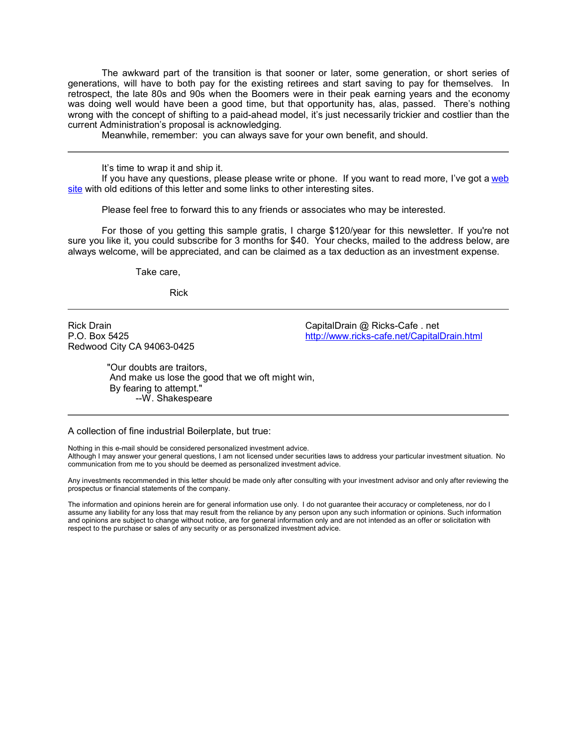The awkward part of the transition is that sooner or later, some generation, or short series of generations, will have to both pay for the existing retirees and start saving to pay for themselves. In retrospect, the late 80s and 90s when the Boomers were in their peak earning years and the economy was doing well would have been a good time, but that opportunity has, alas, passed. There's nothing wrong with the concept of shifting to a paid-ahead model, it's just necessarily trickier and costlier than the current Administration's proposal is acknowledging.

Meanwhile, remember: you can always save for your own benefit, and should.

---

It's time to wrap it and ship it.

If you have any questions, please please write or phone. If you want to read more, I've got a [web site](http://www.ricks-cafe.net/CapitalDrain.html) with old editions of this letter and some links to other interesting sites.

Please feel free to forward this to any friends or associates who may be interested.

For those of you getting this sample gratis, I charge $120/year for this newsletter. If you're not sure you like it, you could subscribe for 3 months for $40. Your checks, mailed to the address below, are always welcome, will be appreciated, and can be claimed as a tax deduction as an investment expense.

Take care,

Rick

---

Rick Drain
P.O. Box 5425
Redwood City CA 94063-0425

CapitalDrain @ Ricks-Cafe . net
http://www.ricks-cafe.net/CapitalDrain.html

"Our doubts are traitors,
And make us lose the good that we oft might win,
By fearing to attempt."
--W. Shakespeare

---

A collection of fine industrial Boilerplate, but true:

Nothing in this e-mail should be considered personalized investment advice.
Although I may answer your general questions, I am not licensed under securities laws to address your particular investment situation. No communication from me to you should be deemed as personalized investment advice.

Any investments recommended in this letter should be made only after consulting with your investment advisor and only after reviewing the prospectus or financial statements of the company.

The information and opinions herein are for general information use only. I do not guarantee their accuracy or completeness, nor do I assume any liability for any loss that may result from the reliance by any person upon any such information or opinions. Such information and opinions are subject to change without notice, are for general information only and are not intended as an offer or solicitation with respect to the purchase or sales of any security or as personalized investment advice.